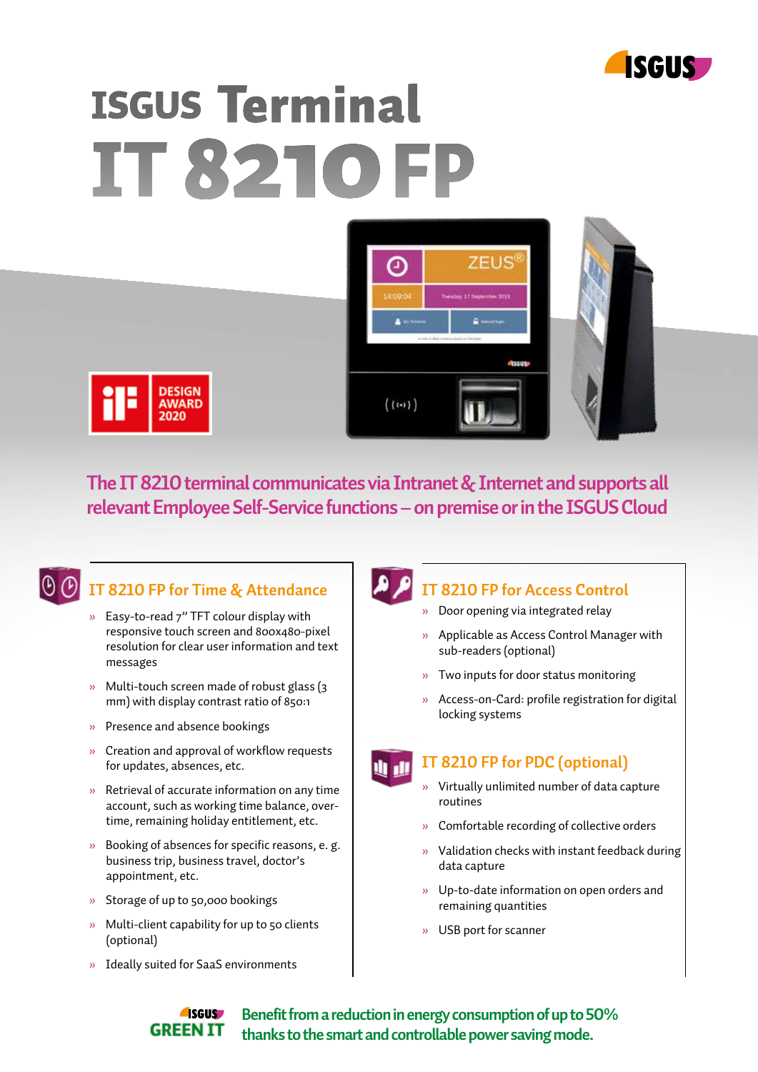# ISGUS Terminal IT 8210 FP

iF DESIGN AWARD 2020

**The IT 8210 terminal communicates via Intranet & Internet and supports all relevant Employee Self-Service functions – on premise or in the ISGUS Cloud**

## IT 8210 FP for Time & Attendance

- Easy-to-read 7" TFT colour display with responsive touch screen and 800x480-pixel resolution for clear user information and text messages
- Multi-touch screen made of robust glass (3 mm) with display contrast ratio of 850:1
- Presence and absence bookings
- Creation and approval of workflow requests for updates, absences, etc.
- Retrieval of accurate information on any time account, such as working time balance, overtime, remaining holiday entitlement, etc.
- Booking of absences for specific reasons, e. g. business trip, business travel, doctor's appointment, etc.
- Storage of up to 50,000 bookings
- Multi-client capability for up to 50 clients (optional)
- Ideally suited for SaaS environments

## IT 8210 FP for Access Control

- Door opening via integrated relay
- Applicable as Access Control Manager with sub-readers (optional)
- Two inputs for door status monitoring
- Access-on-Card: profile registration for digital locking systems

## IT 8210 FP for PDC (optional)

- Virtually unlimited number of data capture routines
- Comfortable recording of collective orders
- Validation checks with instant feedback during data capture
- Up-to-date information on open orders and remaining quantities
- USB port for scanner

ISGUS GREEN IT

**Benefit from a reduction in energy consumption of up to 50% thanks to the smart and controllable power saving mode.**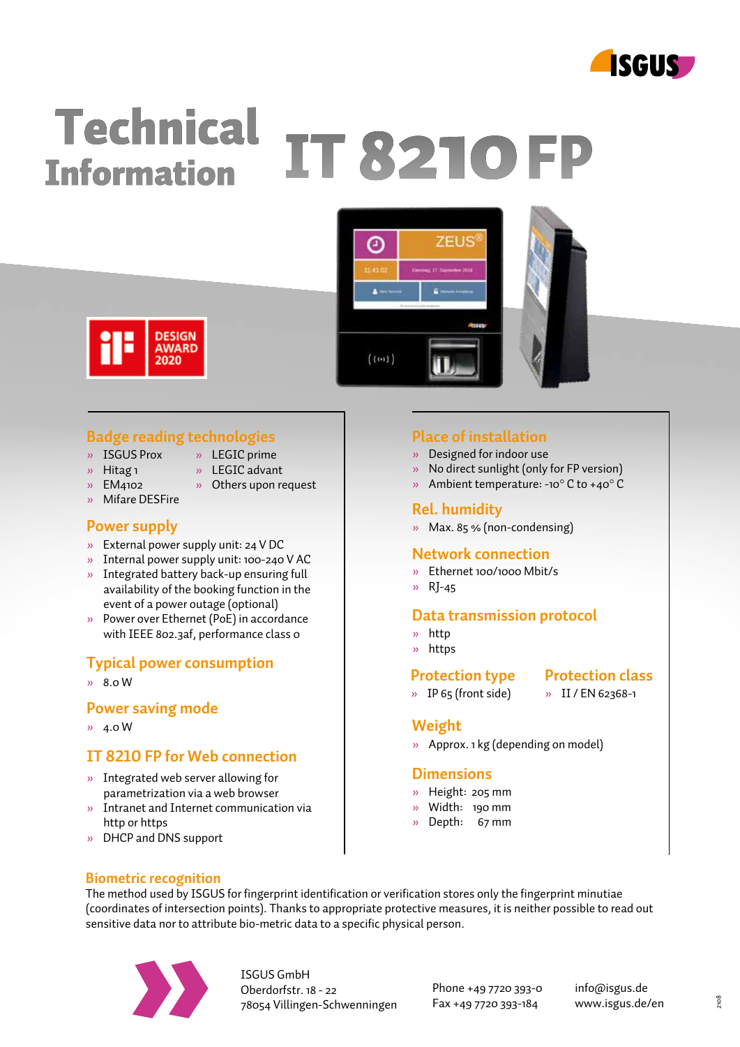# Technical Information IT 8210 FP

## Badge reading technologies

- ISGUS Prox
- Hitag 1
- EM4102
- Mifare DESFire
- LEGIC prime
- LEGIC advant
- Others upon request

## Power supply

- External power supply unit: 24 V DC
- Internal power supply unit: 100-240 V AC
- Integrated battery back-up ensuring full availability of the booking function in the event of a power outage (optional)
- Power over Ethernet (PoE) in accordance with IEEE 802.3af, performance class 0

## Typical power consumption

- 8.0 W

## Power saving mode

- 4.0 W

## IT 8210 FP for Web connection

- Integrated web server allowing for parametrization via a web browser
- Intranet and Internet communication via http or https
- DHCP and DNS support

## Place of installation

- Designed for indoor use
- No direct sunlight (only for FP version)
- Ambient temperature: -10° C to +40° C

## Rel. humidity

- Max. 85 % (non-condensing)

## Network connection

- Ethernet 100/1000 Mbit/s
- RJ-45

## Data transmission protocol

- http
- https

## Protection type

- IP 65 (front side)

## Protection class

- II / EN 62368-1

## Weight

- Approx. 1 kg (depending on model)

## Dimensions

- Height: 205 mm
- Width: 190 mm
- Depth: 67 mm

## Biometric recognition

The method used by ISGUS for fingerprint identification or verification stores only the fingerprint minutiae (coordinates of intersection points). Thanks to appropriate protective measures, it is neither possible to read out sensitive data nor to attribute bio-metric data to a specific physical person.

ISGUS GmbH
Oberdorfstr. 18 - 22
78054 Villingen-Schwenningen

Phone +49 7720 393-0
Fax +49 7720 393-184

info@isgus.de
www.isgus.de/en